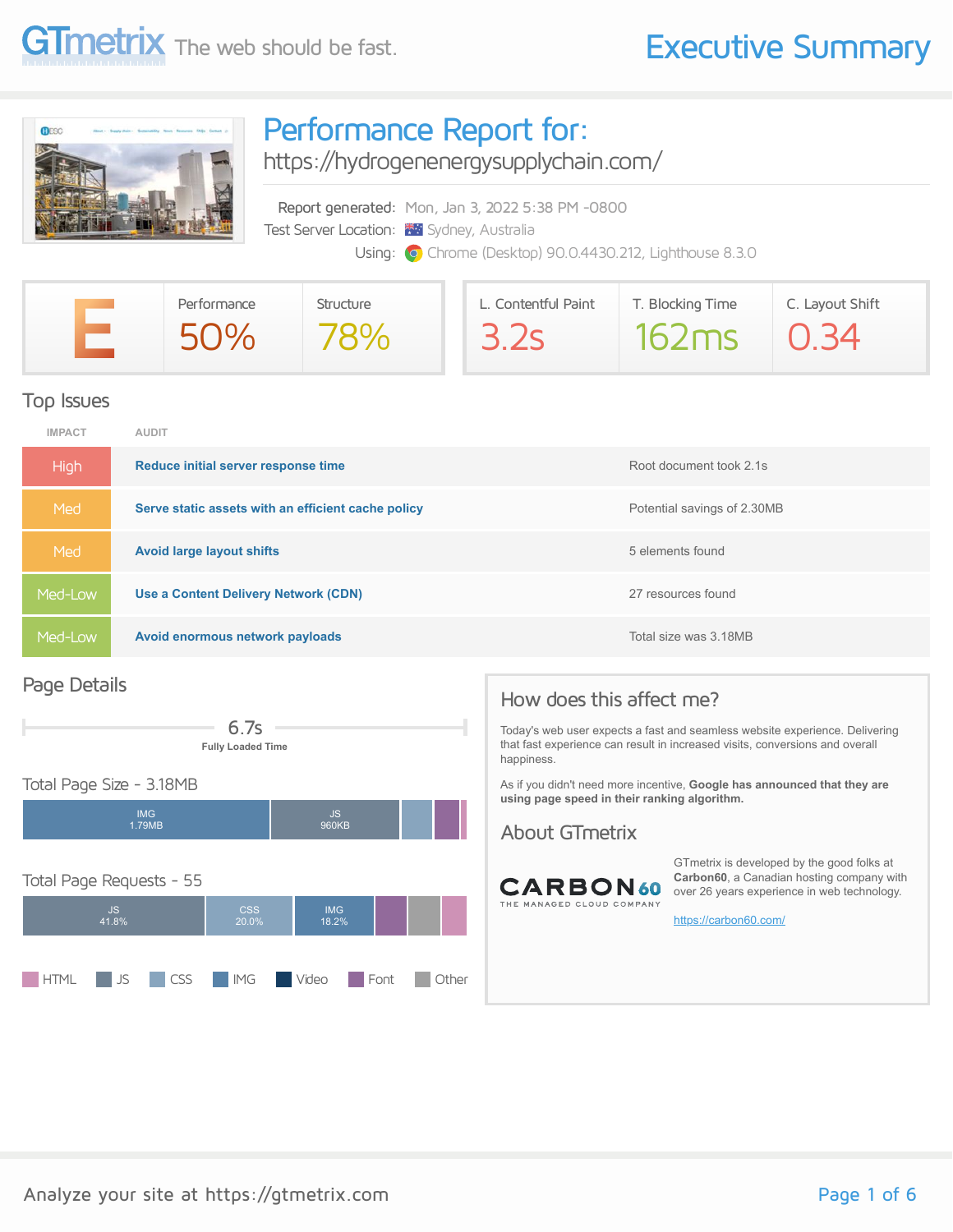# GTmetrix The web should be fast.

# Executive Summary

## Performance Report for:

https://hydrogenenergysupplychain.com/

Report generated: Mon, Jan 3, 2022 5:38 PM -0800

Test Server Location: Sydney, Australia

Using: Chrome (Desktop) 90.0.4430.212, Lighthouse 8.3.0

| GTmetrix Grade | Performance | Structure |
| --- | --- | --- |
| E | 50% | 78% |

| L. Contentful Paint | T. Blocking Time | C. Layout Shift |
| --- | --- | --- |
| 3.2s | 162ms | 0.34 |

## Top Issues

| IMPACT | AUDIT | |
| --- | --- | --- |
| High | **Reduce initial server response time** | Root document took 2.1s |
| Med | **Serve static assets with an efficient cache policy** | Potential savings of 2.30MB |
| Med | **Avoid large layout shifts** | 5 elements found |
| Med-Low | **Use a Content Delivery Network (CDN)** | 27 resources found |
| Med-Low | **Avoid enormous network payloads** | Total size was 3.18MB |

## Page Details

6.7s
**Fully Loaded Time**

Total Page Size - 3.18MB

- IMG 1.79MB
- JS 960KB

Total Page Requests - 55

- JS 41.8%
- CSS 20.0%
- IMG 18.2%

HTML | JS | CSS | IMG | Video | Font | Other

## How does this affect me?

Today's web user expects a fast and seamless website experience. Delivering that fast experience can result in increased visits, conversions and overall happiness.

As if you didn't need more incentive, **Google has announced that they are using page speed in their ranking algorithm.**

## About GTmetrix

CARBON60 THE MANAGED CLOUD COMPANY

GTmetrix is developed by the good folks at **Carbon60**, a Canadian hosting company with over 26 years experience in web technology.

https://carbon60.com/

Analyze your site at https://gtmetrix.com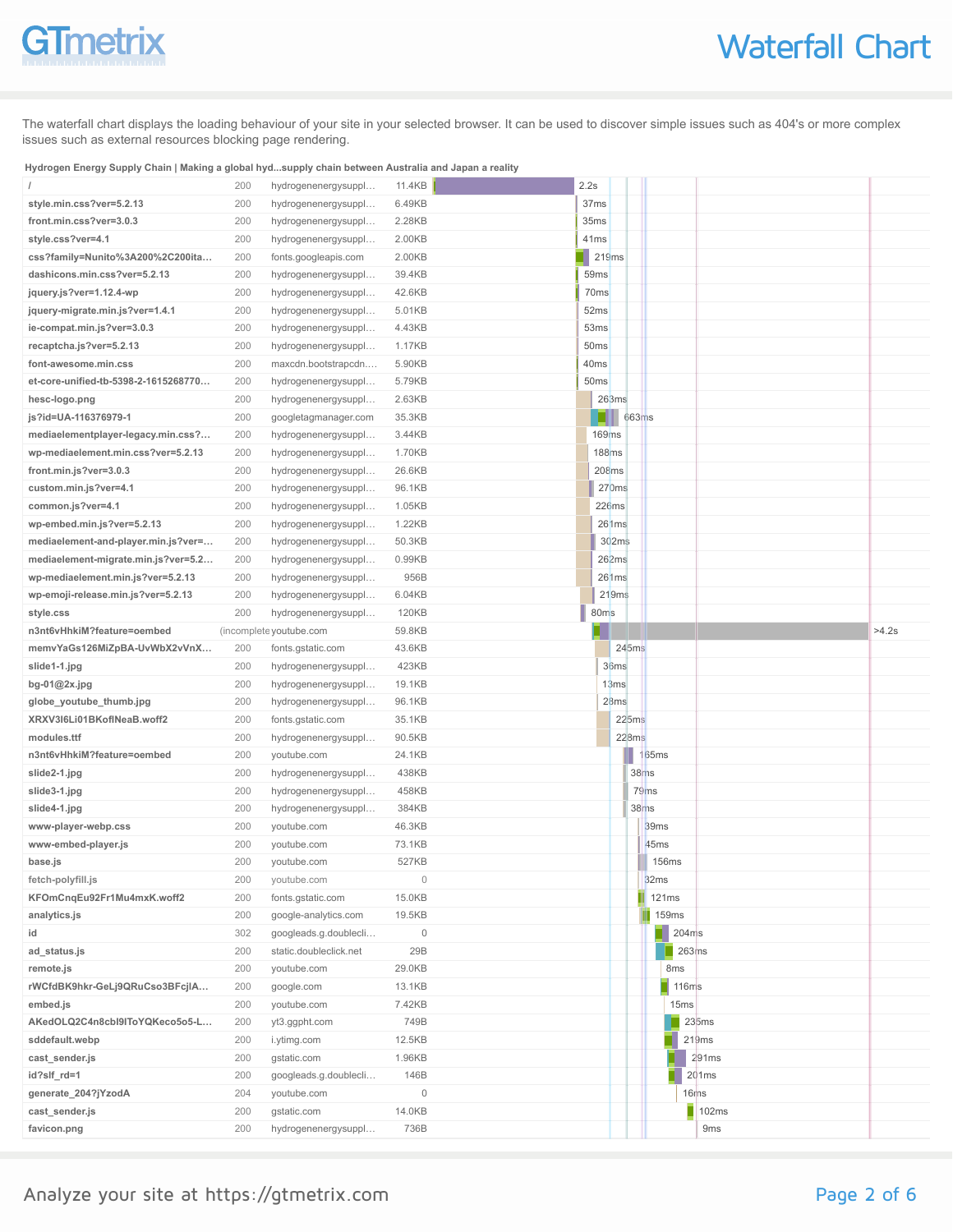# Waterfall Chart

The waterfall chart displays the loading behaviour of your site in your selected browser. It can be used to discover simple issues such as 404's or more complex issues such as external resources blocking page rendering.

**Hydrogen Energy Supply Chain | Making a global hyd...supply chain between Australia and Japan a reality**

| Resource | Status | Domain | Size | Time |
|---|---|---|---|---|
| / | 200 | hydrogenenergysuppl... | 11.4KB | 2.2s |
| style.min.css?ver=5.2.13 | 200 | hydrogenenergysuppl... | 6.49KB | 37ms |
| front.min.css?ver=3.0.3 | 200 | hydrogenenergysuppl... | 2.28KB | 35ms |
| style.css?ver=4.1 | 200 | hydrogenenergysuppl... | 2.00KB | 41ms |
| css?family=Nunito%3A200%2C200ita... | 200 | fonts.googleapis.com | 2.00KB | 219ms |
| dashicons.min.css?ver=5.2.13 | 200 | hydrogenenergysuppl... | 39.4KB | 59ms |
| jquery.js?ver=1.12.4-wp | 200 | hydrogenenergysuppl... | 42.6KB | 70ms |
| jquery-migrate.min.js?ver=1.4.1 | 200 | hydrogenenergysuppl... | 5.01KB | 52ms |
| ie-compat.min.js?ver=3.0.3 | 200 | hydrogenenergysuppl... | 4.43KB | 53ms |
| recaptcha.js?ver=5.2.13 | 200 | hydrogenenergysuppl... | 1.17KB | 50ms |
| font-awesome.min.css | 200 | maxcdn.bootstrapcdn.... | 5.90KB | 40ms |
| et-core-unified-tb-5398-2-1615268770... | 200 | hydrogenenergysuppl... | 5.79KB | 50ms |
| hesc-logo.png | 200 | hydrogenenergysuppl... | 2.63KB | 263ms |
| js?id=UA-116376979-1 | 200 | googletagmanager.com | 35.3KB | 663ms |
| mediaelementplayer-legacy.min.css?... | 200 | hydrogenenergysuppl... | 3.44KB | 169ms |
| wp-mediaelement.min.css?ver=5.2.13 | 200 | hydrogenenergysuppl... | 1.70KB | 188ms |
| front.min.js?ver=3.0.3 | 200 | hydrogenenergysuppl... | 26.6KB | 208ms |
| custom.min.js?ver=4.1 | 200 | hydrogenenergysuppl... | 96.1KB | 270ms |
| common.js?ver=4.1 | 200 | hydrogenenergysuppl... | 1.05KB | 226ms |
| wp-embed.min.js?ver=5.2.13 | 200 | hydrogenenergysuppl... | 1.22KB | 261ms |
| mediaelement-and-player.min.js?ver=... | 200 | hydrogenenergysuppl... | 50.3KB | 302ms |
| mediaelement-migrate.min.js?ver=5.2... | 200 | hydrogenenergysuppl... | 0.99KB | 262ms |
| wp-mediaelement.min.js?ver=5.2.13 | 200 | hydrogenenergysuppl... | 956B | 261ms |
| wp-emoji-release.min.js?ver=5.2.13 | 200 | hydrogenenergysuppl... | 6.04KB | 219ms |
| style.css | 200 | hydrogenenergysuppl... | 120KB | 80ms |
| n3nt6vHhkiM?feature=oembed | (incomplete | youtube.com | 59.8KB | >4.2s |
| memvYaGs126MiZpBA-UvWbX2vVnX... | 200 | fonts.gstatic.com | 43.6KB | 245ms |
| slide1-1.jpg | 200 | hydrogenenergysuppl... | 423KB | 36ms |
| bg-01@2x.jpg | 200 | hydrogenenergysuppl... | 19.1KB | 13ms |
| globe_youtube_thumb.jpg | 200 | hydrogenenergysuppl... | 96.1KB | 28ms |
| XRXV3I6Li01BKofINeaB.woff2 | 200 | fonts.gstatic.com | 35.1KB | 225ms |
| modules.ttf | 200 | hydrogenenergysuppl... | 90.5KB | 228ms |
| n3nt6vHhkiM?feature=oembed | 200 | youtube.com | 24.1KB | 165ms |
| slide2-1.jpg | 200 | hydrogenenergysuppl... | 438KB | 38ms |
| slide3-1.jpg | 200 | hydrogenenergysuppl... | 458KB | 79ms |
| slide4-1.jpg | 200 | hydrogenenergysuppl... | 384KB | 38ms |
| www-player-webp.css | 200 | youtube.com | 46.3KB | 39ms |
| www-embed-player.js | 200 | youtube.com | 73.1KB | 45ms |
| base.js | 200 | youtube.com | 527KB | 156ms |
| fetch-polyfill.js | 200 | youtube.com | 0 | 32ms |
| KFOmCnqEu92Fr1Mu4mxK.woff2 | 200 | fonts.gstatic.com | 15.0KB | 121ms |
| analytics.js | 200 | google-analytics.com | 19.5KB | 159ms |
| id | 302 | googleads.g.doublecli... | 0 | 204ms |
| ad_status.js | 200 | static.doubleclick.net | 29B | 263ms |
| remote.js | 200 | youtube.com | 29.0KB | 8ms |
| rWCfdBK9hkr-GeLj9QRuCso3BFcjlA... | 200 | google.com | 13.1KB | 116ms |
| embed.js | 200 | youtube.com | 7.42KB | 15ms |
| AKedOLQ2C4n8cbI9IToYQKeco5o5-L... | 200 | yt3.ggpht.com | 749B | 235ms |
| sddefault.webp | 200 | i.ytimg.com | 12.5KB | 219ms |
| cast_sender.js | 200 | gstatic.com | 1.96KB | 291ms |
| id?slf_rd=1 | 200 | googleads.g.doublecli... | 146B | 201ms |
| generate_204?jYzodA | 204 | youtube.com | 0 | 16ms |
| cast_sender.js | 200 | gstatic.com | 14.0KB | 102ms |
| favicon.png | 200 | hydrogenenergysuppl... | 736B | 9ms |

Analyze your site at https://gtmetrix.com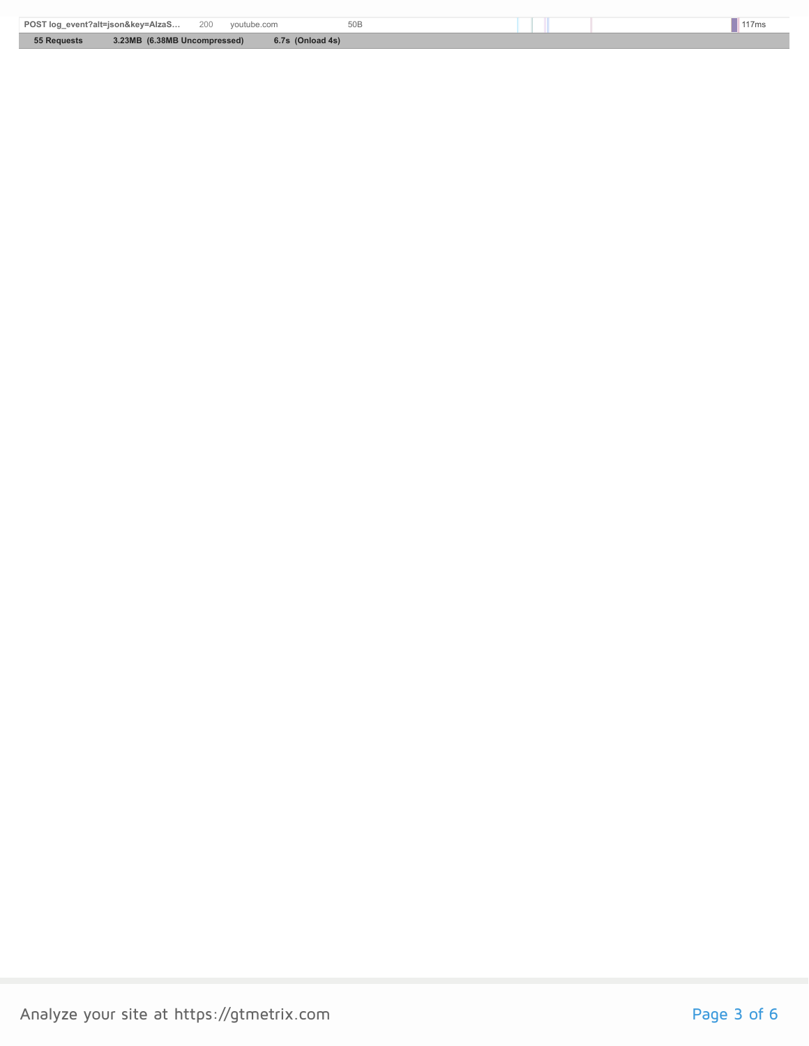| POST log_event?alt=json&key=AIzaS… | 200 | youtube.com | 50B | 117ms |
| --- | --- | --- | --- | --- |
| 55 Requests | 3.23MB (6.38MB Uncompressed) | 6.7s (Onload 4s) | | |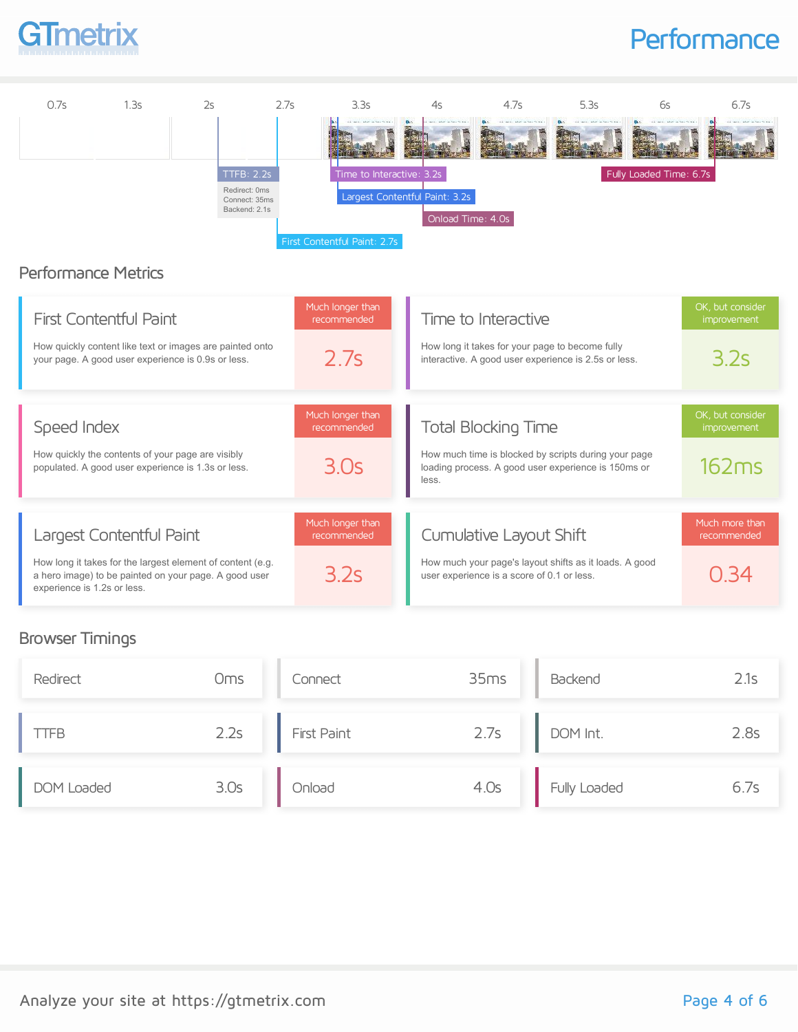# Performance

0.7s | 1.3s | 2s | 2.7s | 3.3s | 4s | 4.7s | 5.3s | 6s | 6.7s

TTFB: 2.2s
Redirect: 0ms
Connect: 35ms
Backend: 2.1s

First Contentful Paint: 2.7s

Time to Interactive: 3.2s

Largest Contentful Paint: 3.2s

Onload Time: 4.0s

Fully Loaded Time: 6.7s

## Performance Metrics

### First Contentful Paint

How quickly content like text or images are painted onto your page. A good user experience is 0.9s or less.

Much longer than recommended: **2.7s**

### Time to Interactive

How long it takes for your page to become fully interactive. A good user experience is 2.5s or less.

OK, but consider improvement: **3.2s**

### Speed Index

How quickly the contents of your page are visibly populated. A good user experience is 1.3s or less.

Much longer than recommended: **3.0s**

### Total Blocking Time

How much time is blocked by scripts during your page loading process. A good user experience is 150ms or less.

OK, but consider improvement: **162ms**

### Largest Contentful Paint

How long it takes for the largest element of content (e.g. a hero image) to be painted on your page. A good user experience is 1.2s or less.

Much longer than recommended: **3.2s**

### Cumulative Layout Shift

How much your page's layout shifts as it loads. A good user experience is a score of 0.1 or less.

Much more than recommended: **0.34**

## Browser Timings

| Metric | Value |
|---|---|
| Redirect | 0ms |
| Connect | 35ms |
| Backend | 2.1s |
| TTFB | 2.2s |
| First Paint | 2.7s |
| DOM Int. | 2.8s |
| DOM Loaded | 3.0s |
| Onload | 4.0s |
| Fully Loaded | 6.7s |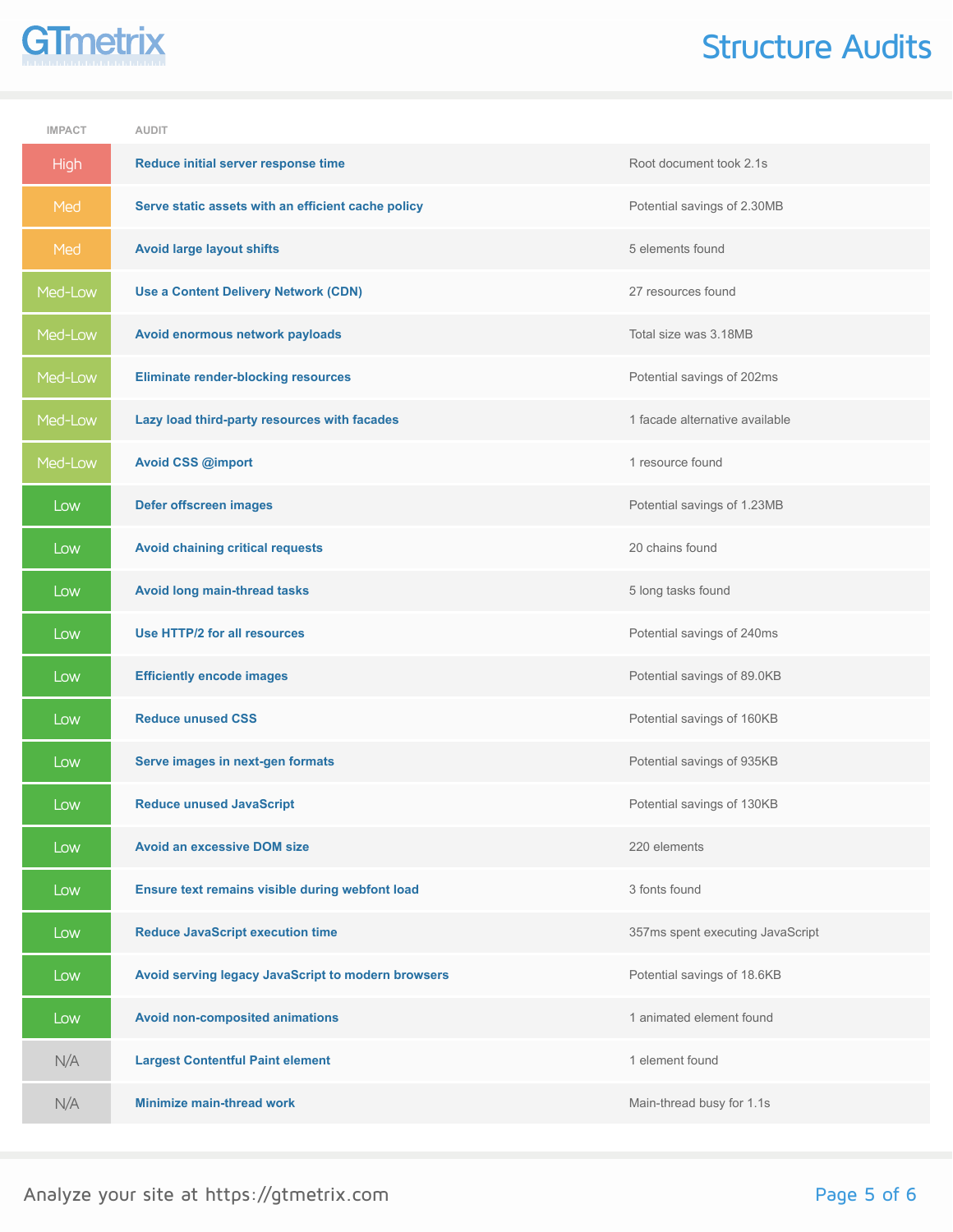# Structure Audits

| IMPACT | AUDIT | |
|---|---|---|
| High | **Reduce initial server response time** | Root document took 2.1s |
| Med | **Serve static assets with an efficient cache policy** | Potential savings of 2.30MB |
| Med | **Avoid large layout shifts** | 5 elements found |
| Med-Low | **Use a Content Delivery Network (CDN)** | 27 resources found |
| Med-Low | **Avoid enormous network payloads** | Total size was 3.18MB |
| Med-Low | **Eliminate render-blocking resources** | Potential savings of 202ms |
| Med-Low | **Lazy load third-party resources with facades** | 1 facade alternative available |
| Med-Low | **Avoid CSS @import** | 1 resource found |
| Low | **Defer offscreen images** | Potential savings of 1.23MB |
| Low | **Avoid chaining critical requests** | 20 chains found |
| Low | **Avoid long main-thread tasks** | 5 long tasks found |
| Low | **Use HTTP/2 for all resources** | Potential savings of 240ms |
| Low | **Efficiently encode images** | Potential savings of 89.0KB |
| Low | **Reduce unused CSS** | Potential savings of 160KB |
| Low | **Serve images in next-gen formats** | Potential savings of 935KB |
| Low | **Reduce unused JavaScript** | Potential savings of 130KB |
| Low | **Avoid an excessive DOM size** | 220 elements |
| Low | **Ensure text remains visible during webfont load** | 3 fonts found |
| Low | **Reduce JavaScript execution time** | 357ms spent executing JavaScript |
| Low | **Avoid serving legacy JavaScript to modern browsers** | Potential savings of 18.6KB |
| Low | **Avoid non-composited animations** | 1 animated element found |
| N/A | **Largest Contentful Paint element** | 1 element found |
| N/A | **Minimize main-thread work** | Main-thread busy for 1.1s |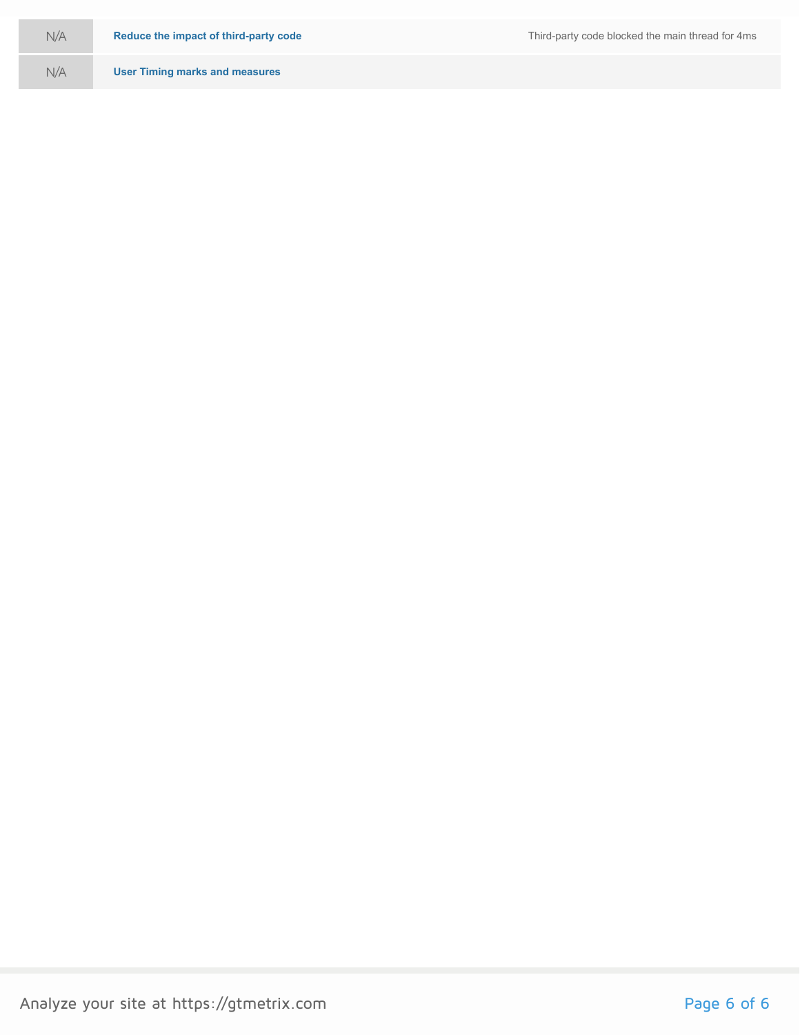| | | |
|---|---|---|
| N/A | **Reduce the impact of third-party code** | Third-party code blocked the main thread for 4ms |
| N/A | **User Timing marks and measures** | |